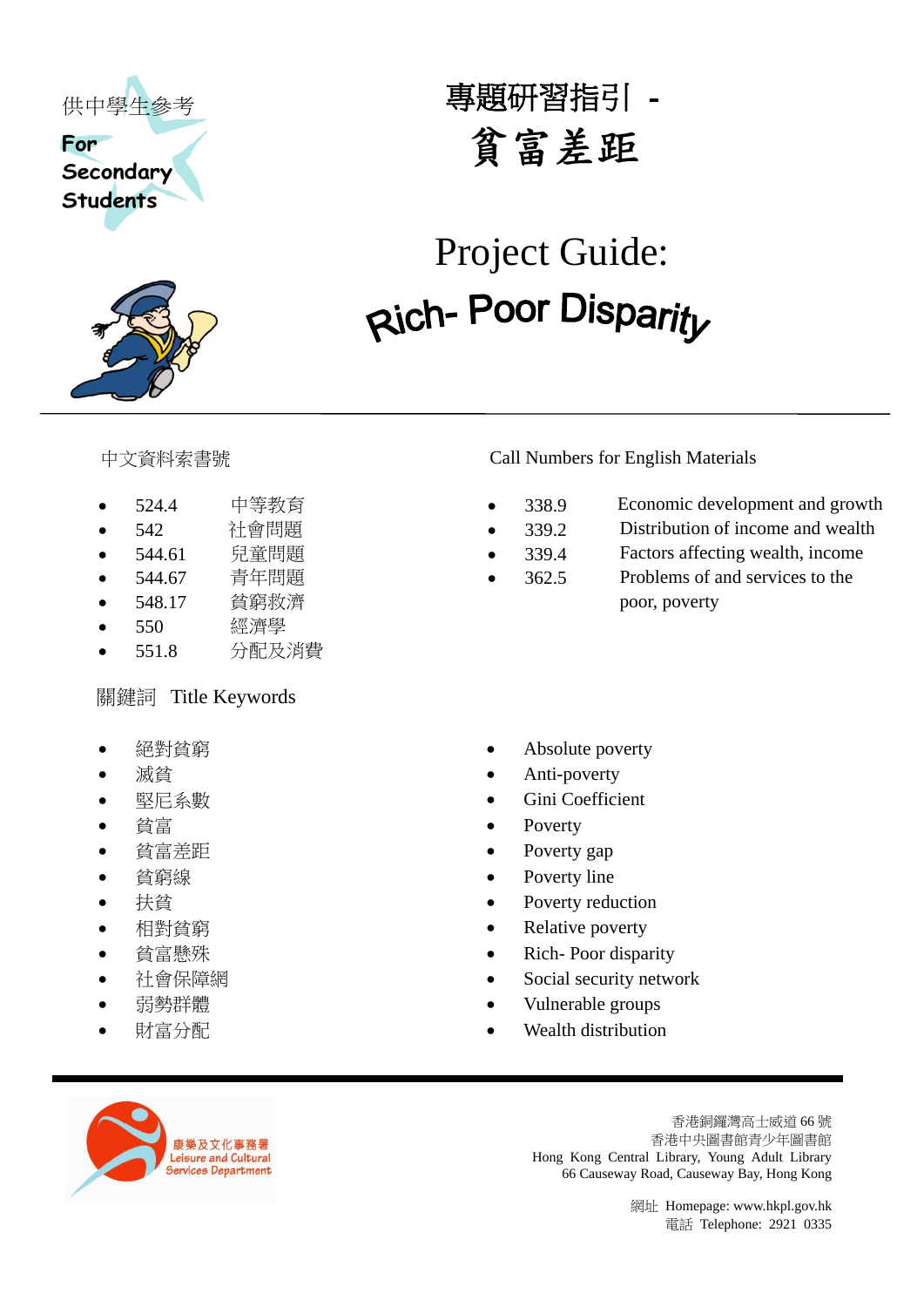供中學生參考

**For Secondary Students**

# 專題研習指引 - 貧富差距

# Project Guide: Rich- Poor Disparity

---

中文資料索書號

- 524.4 中等教育
- 542 社會問題
- 544.61 兒童問題
- 544.67 青年問題
- 548.17 貧窮救濟
- 550 經濟學
- 551.8 分配及消費

Call Numbers for English Materials

- 338.9 Economic development and growth
- 339.2 Distribution of income and wealth
- 339.4 Factors affecting wealth, income
- 362.5 Problems of and services to the poor, poverty

關鍵詞 Title Keywords

- 絕對貧窮
- 滅貧
- 堅尼系數
- 貧富
- 貧富差距
- 貧窮線
- 扶貧
- 相對貧窮
- 貧富懸殊
- 社會保障網
- 弱勢群體
- 財富分配

- Absolute poverty
- Anti-poverty
- Gini Coefficient
- Poverty
- Poverty gap
- Poverty line
- Poverty reduction
- Relative poverty
- Rich- Poor disparity
- Social security network
- Vulnerable groups
- Wealth distribution

---

康樂及文化事務署 Leisure and Cultural Services Department

香港銅鑼灣高士威道 66 號
香港中央圖書館青少年圖書館
Hong Kong Central Library, Young Adult Library
66 Causeway Road, Causeway Bay, Hong Kong

網址 Homepage: www.hkpl.gov.hk
電話 Telephone: 2921 0335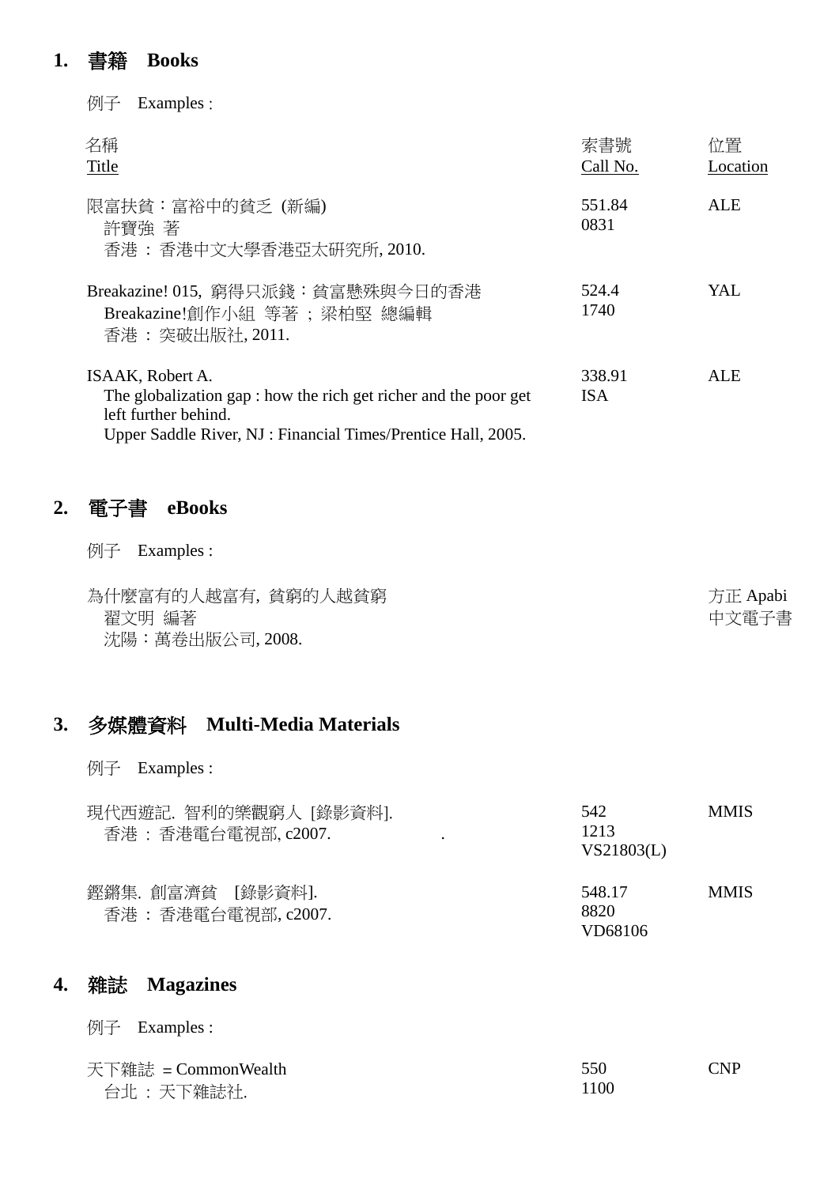## 1. 書籍 Books

例子 Examples :

| 名稱<br>Title | 索書號<br>Call No. | 位置<br>Location |
|---|---|---|
| 限富扶貧：富裕中的貧乏 (新編)<br>許寶強 著<br>香港 : 香港中文大學香港亞太研究所, 2010. | 551.84<br>0831 | ALE |
| Breakazine! 015, 窮得只派錢：貧富懸殊與今日的香港<br>Breakazine!創作小組 等著 ; 梁柏堅 總編輯<br>香港 : 突破出版社, 2011. | 524.4<br>1740 | YAL |
| ISAAK, Robert A.<br>The globalization gap : how the rich get richer and the poor get left further behind.<br>Upper Saddle River, NJ : Financial Times/Prentice Hall, 2005. | 338.91<br>ISA | ALE |

## 2. 電子書 eBooks

例子 Examples :

| 名稱 | 位置 |
|---|---|
| 為什麼富有的人越富有, 貧窮的人越貧窮<br>翟文明 編著<br>沈陽：萬卷出版公司, 2008. | 方正 Apabi 中文電子書 |

## 3. 多媒體資料 Multi-Media Materials

例子 Examples :

| 名稱 | 索書號 | 位置 |
|---|---|---|
| 現代西遊記. 智利的樂觀窮人 [錄影資料].<br>香港 : 香港電台電視部, c2007. | 542<br>1213<br>VS21803(L) | MMIS |
| 鏗鏘集. 創富濟貧 [錄影資料].<br>香港 : 香港電台電視部, c2007. | 548.17<br>8820<br>VD68106 | MMIS |

## 4. 雜誌 Magazines

例子 Examples :

| 名稱 | 索書號 | 位置 |
|---|---|---|
| 天下雜誌 = CommonWealth<br>台北 : 天下雜誌社. | 550<br>1100 | CNP |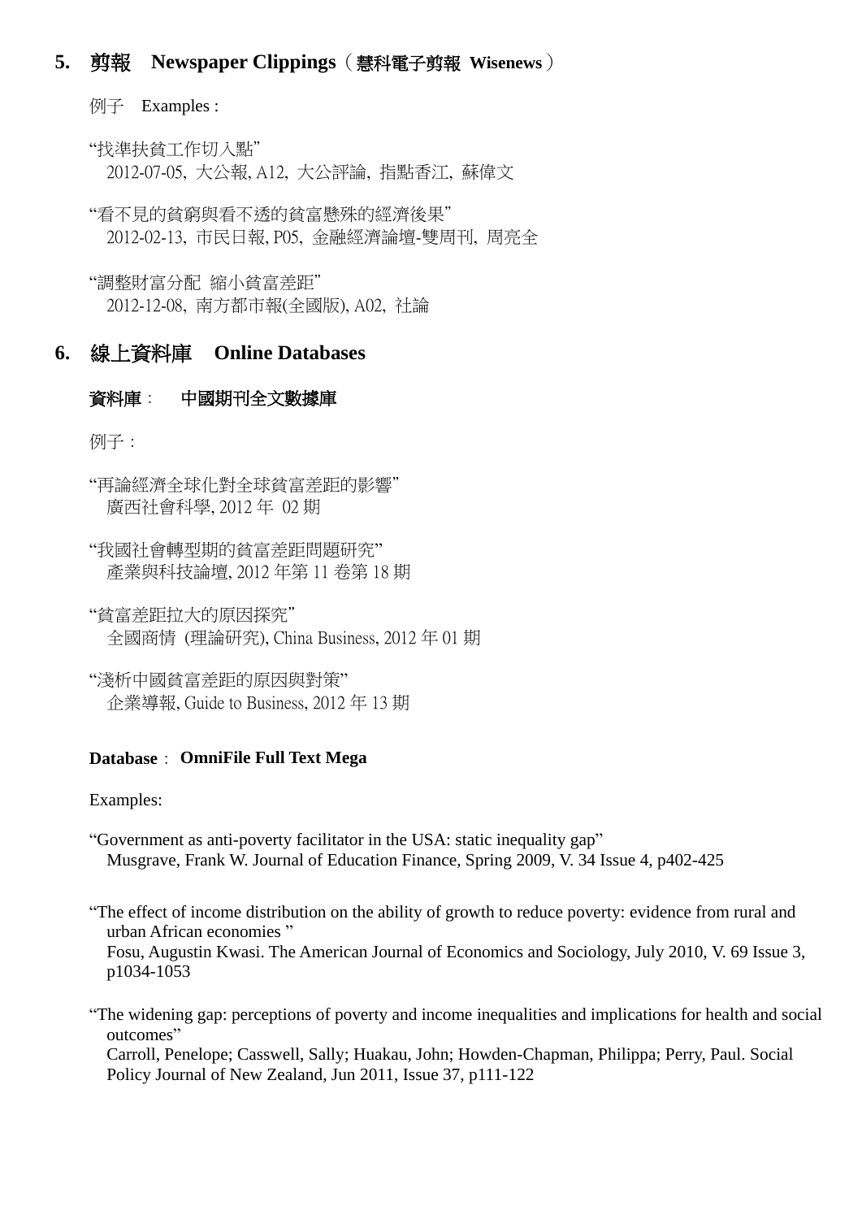## 5. 剪報　Newspaper Clippings（慧科電子剪報 Wisenews）

例子　Examples :

"找準扶貧工作切入點"
2012-07-05, 大公報, A12, 大公評論, 指點香江, 蘇偉文

"看不見的貧窮與看不透的貧富懸殊的經濟後果"
2012-02-13, 市民日報, P05, 金融經濟論壇-雙周刊, 周亮全

"調整財富分配 縮小貧富差距"
2012-12-08, 南方都市報(全國版), A02, 社論

## 6. 線上資料庫　Online Databases

### 資料庫：　中國期刊全文數據庫

例子：

"再論經濟全球化對全球貧富差距的影響"
廣西社會科學, 2012 年 02 期

"我國社會轉型期的貧富差距問題研究"
產業與科技論壇, 2012 年第 11 卷第 18 期

"貧富差距拉大的原因探究"
全國商情 (理論研究), China Business, 2012 年 01 期

"淺析中國貧富差距的原因與對策"
企業導報, Guide to Business, 2012 年 13 期

### Database：OmniFile Full Text Mega

Examples:

"Government as anti-poverty facilitator in the USA: static inequality gap"
Musgrave, Frank W. Journal of Education Finance, Spring 2009, V. 34 Issue 4, p402-425

"The effect of income distribution on the ability of growth to reduce poverty: evidence from rural and urban African economies "
Fosu, Augustin Kwasi. The American Journal of Economics and Sociology, July 2010, V. 69 Issue 3, p1034-1053

"The widening gap: perceptions of poverty and income inequalities and implications for health and social outcomes"
Carroll, Penelope; Casswell, Sally; Huakau, John; Howden-Chapman, Philippa; Perry, Paul. Social Policy Journal of New Zealand, Jun 2011, Issue 37, p111-122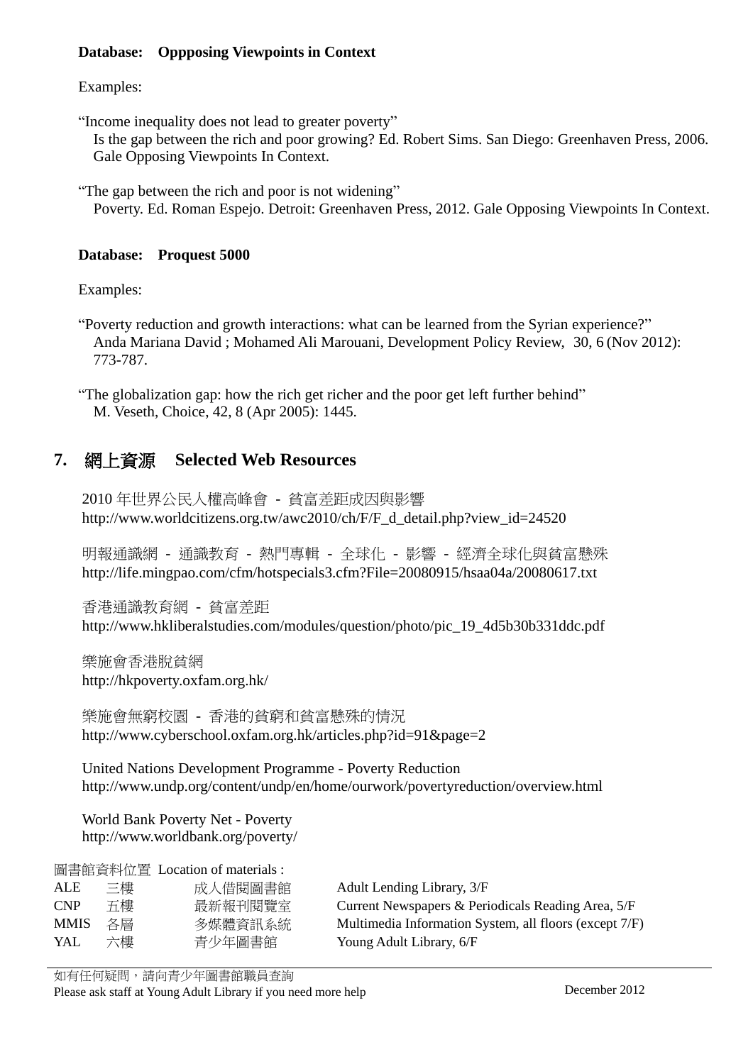**Database: Oppposing Viewpoints in Context**

Examples:

"Income inequality does not lead to greater poverty"
Is the gap between the rich and poor growing? Ed. Robert Sims. San Diego: Greenhaven Press, 2006. Gale Opposing Viewpoints In Context.

"The gap between the rich and poor is not widening"
Poverty. Ed. Roman Espejo. Detroit: Greenhaven Press, 2012. Gale Opposing Viewpoints In Context.

**Database: Proquest 5000**

Examples:

"Poverty reduction and growth interactions: what can be learned from the Syrian experience?"
Anda Mariana David ; Mohamed Ali Marouani, Development Policy Review, 30, 6 (Nov 2012): 773-787.

"The globalization gap: how the rich get richer and the poor get left further behind"
M. Veseth, Choice, 42, 8 (Apr 2005): 1445.

## 7. 網上資源 Selected Web Resources

2010 年世界公民人權高峰會 - 貧富差距成因與影響
http://www.worldcitizens.org.tw/awc2010/ch/F/F_d_detail.php?view_id=24520

明報通識網 - 通識教育 - 熱門專輯 - 全球化 - 影響 - 經濟全球化與貧富懸殊
http://life.mingpao.com/cfm/hotspecials3.cfm?File=20080915/hsaa04a/20080617.txt

香港通識教育網 - 貧富差距
http://www.hkliberalstudies.com/modules/question/photo/pic_19_4d5b30b331ddc.pdf

樂施會香港脫貧網
http://hkpoverty.oxfam.org.hk/

樂施會無窮校園 - 香港的貧窮和貧富懸殊的情況
http://www.cyberschool.oxfam.org.hk/articles.php?id=91&page=2

United Nations Development Programme - Poverty Reduction
http://www.undp.org/content/undp/en/home/ourwork/povertyreduction/overview.html

World Bank Poverty Net - Poverty
http://www.worldbank.org/poverty/

圖書館資料位置 Location of materials :

| | | | |
|---|---|---|---|
| ALE | 三樓 | 成人借閱圖書館 | Adult Lending Library, 3/F |
| CNP | 五樓 | 最新報刊閱覽室 | Current Newspapers & Periodicals Reading Area, 5/F |
| MMIS | 各層 | 多媒體資訊系統 | Multimedia Information System, all floors (except 7/F) |
| YAL | 六樓 | 青少年圖書館 | Young Adult Library, 6/F |

如有任何疑問，請向青少年圖書館職員查詢
Please ask staff at Young Adult Library if you need more help

December 2012